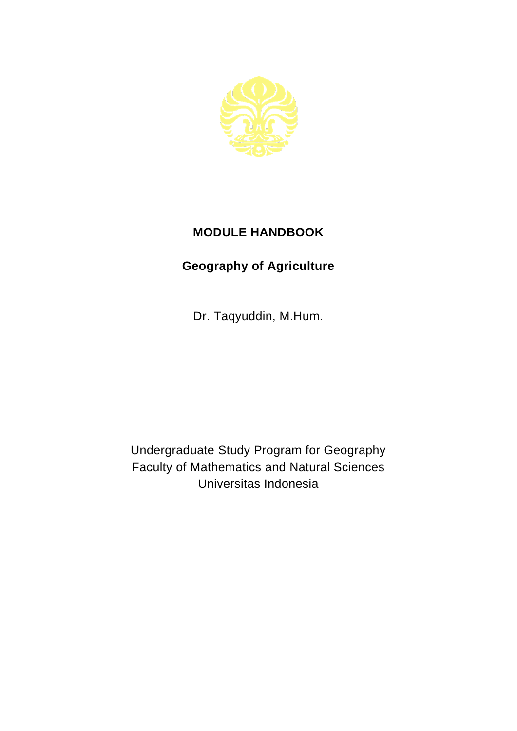# MODULE HANDBOOK

## Geography of Agriculture

Dr. Taqyuddin, M.Hum.

Undergraduate Study Program for Geography
Faculty of Mathematics and Natural Sciences
Universitas Indonesia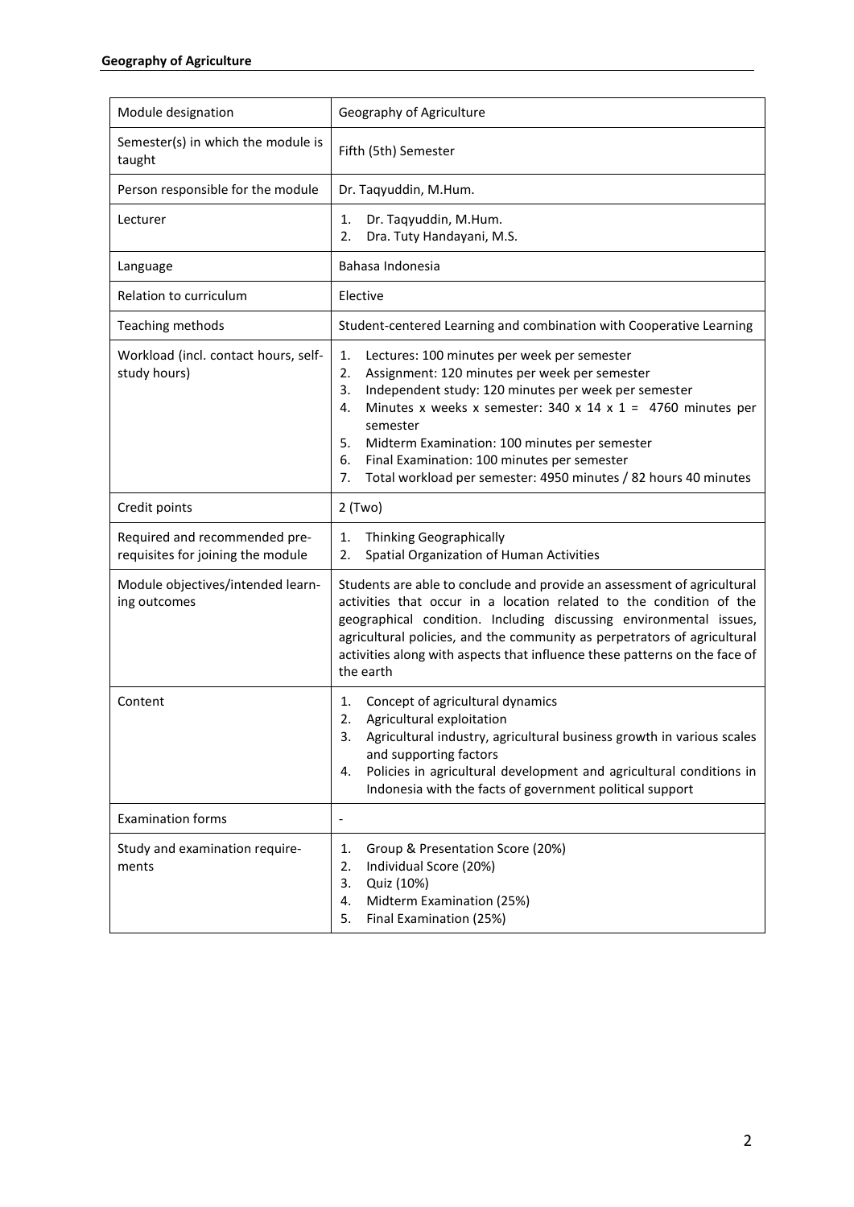**Geography of Agriculture**

| Module designation | Geography of Agriculture |
| --- | --- |
| Semester(s) in which the module is taught | Fifth (5th) Semester |
| Person responsible for the module | Dr. Taqyuddin, M.Hum. |
| Lecturer | 1. Dr. Taqyuddin, M.Hum.<br>2. Dra. Tuty Handayani, M.S. |
| Language | Bahasa Indonesia |
| Relation to curriculum | Elective |
| Teaching methods | Student-centered Learning and combination with Cooperative Learning |
| Workload (incl. contact hours, self-study hours) | 1. Lectures: 100 minutes per week per semester<br>2. Assignment: 120 minutes per week per semester<br>3. Independent study: 120 minutes per week per semester<br>4. Minutes x weeks x semester: 340 x 14 x 1 = 4760 minutes per semester<br>5. Midterm Examination: 100 minutes per semester<br>6. Final Examination: 100 minutes per semester<br>7. Total workload per semester: 4950 minutes / 82 hours 40 minutes |
| Credit points | 2 (Two) |
| Required and recommended pre-requisites for joining the module | 1. Thinking Geographically<br>2. Spatial Organization of Human Activities |
| Module objectives/intended learning outcomes | Students are able to conclude and provide an assessment of agricultural activities that occur in a location related to the condition of the geographical condition. Including discussing environmental issues, agricultural policies, and the community as perpetrators of agricultural activities along with aspects that influence these patterns on the face of the earth |
| Content | 1. Concept of agricultural dynamics<br>2. Agricultural exploitation<br>3. Agricultural industry, agricultural business growth in various scales and supporting factors<br>4. Policies in agricultural development and agricultural conditions in Indonesia with the facts of government political support |
| Examination forms | - |
| Study and examination requirements | 1. Group & Presentation Score (20%)<br>2. Individual Score (20%)<br>3. Quiz (10%)<br>4. Midterm Examination (25%)<br>5. Final Examination (25%) |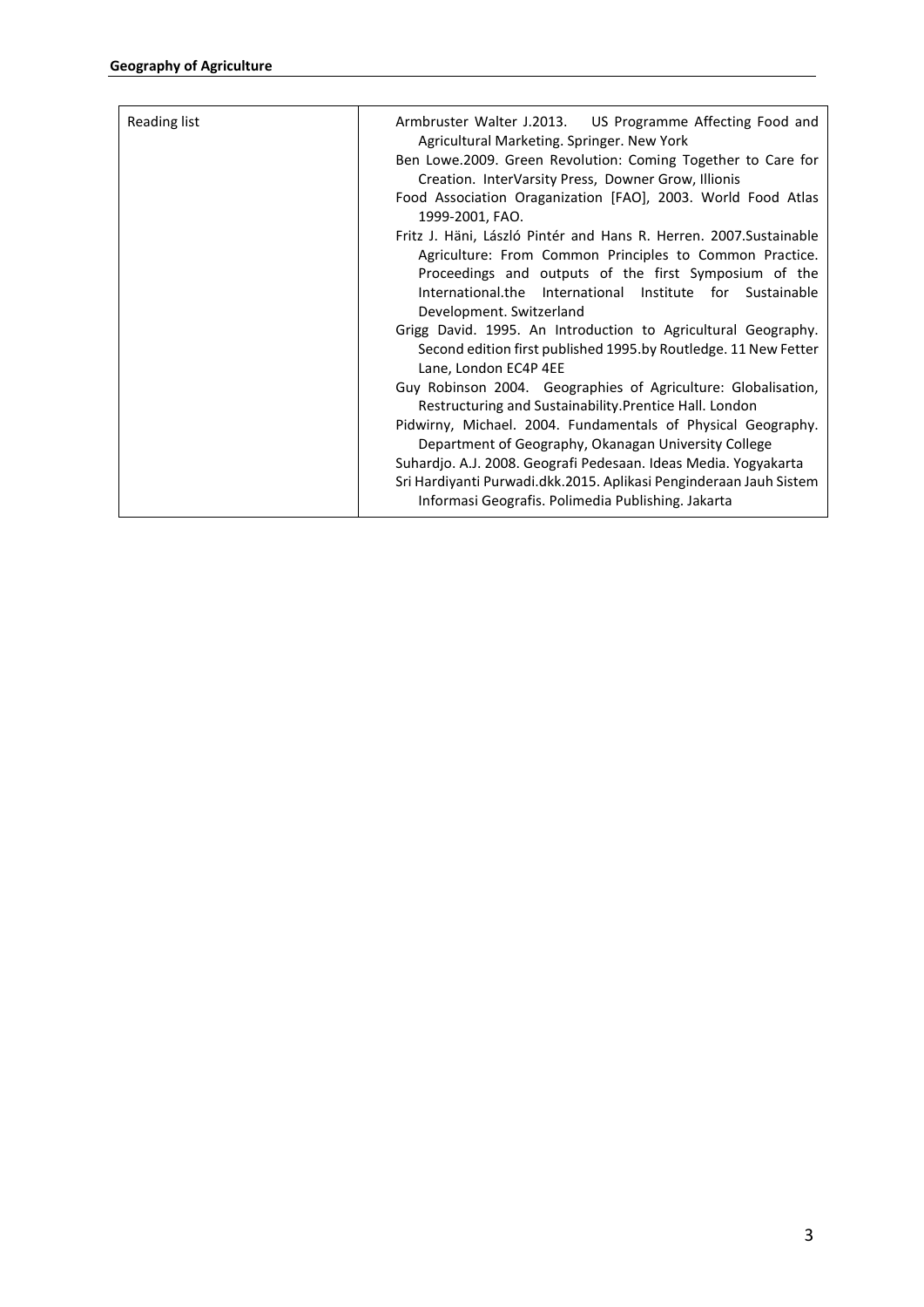| | |
|---|---|
| Reading list | Armbruster Walter J.2013. US Programme Affecting Food and Agricultural Marketing. Springer. New York<br>Ben Lowe.2009. Green Revolution: Coming Together to Care for Creation. InterVarsity Press, Downer Grow, Illionis<br>Food Association Oraganization [FAO], 2003. World Food Atlas 1999-2001, FAO.<br>Fritz J. Häni, László Pintér and Hans R. Herren. 2007.Sustainable Agriculture: From Common Principles to Common Practice. Proceedings and outputs of the first Symposium of the International.the International Institute for Sustainable Development. Switzerland<br>Grigg David. 1995. An Introduction to Agricultural Geography. Second edition first published 1995.by Routledge. 11 New Fetter Lane, London EC4P 4EE<br>Guy Robinson 2004. Geographies of Agriculture: Globalisation, Restructuring and Sustainability.Prentice Hall. London<br>Pidwirny, Michael. 2004. Fundamentals of Physical Geography. Department of Geography, Okanagan University College<br>Suhardjo. A.J. 2008. Geografi Pedesaan. Ideas Media. Yogyakarta<br>Sri Hardiyanti Purwadi.dkk.2015. Aplikasi Penginderaan Jauh Sistem Informasi Geografis. Polimedia Publishing. Jakarta |